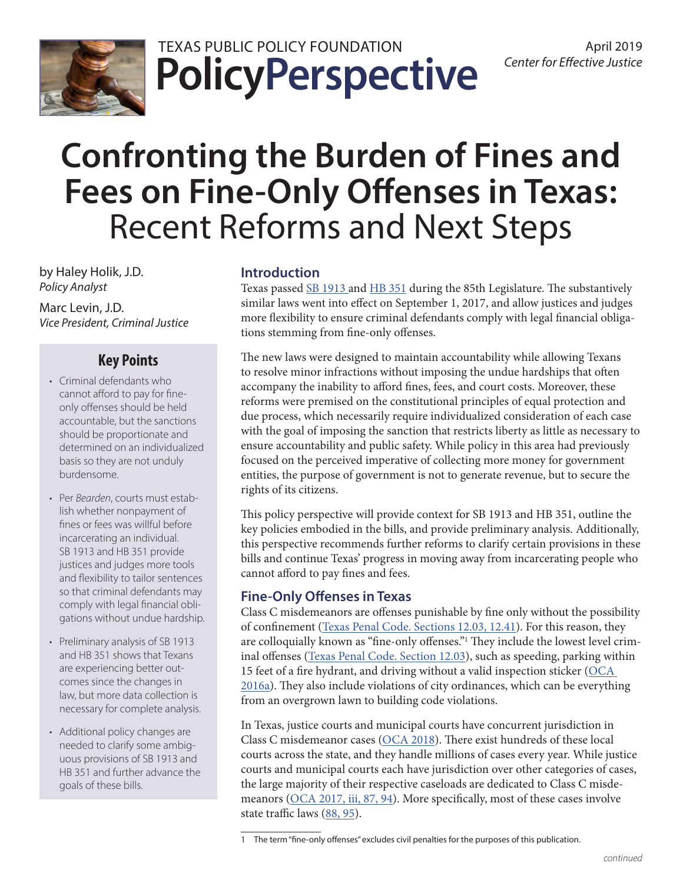TEXAS PUBLIC POLICY FOUNDATION

**PolicyPerspective**

April 2019
*Center for Effective Justice*

# Confronting the Burden of Fines and Fees on Fine-Only Offenses in Texas: Recent Reforms and Next Steps

by Haley Holik, J.D.
*Policy Analyst*

Marc Levin, J.D.
*Vice President, Criminal Justice*

## Key Points

- Criminal defendants who cannot afford to pay for fine-only offenses should be held accountable, but the sanctions should be proportionate and determined on an individualized basis so they are not unduly burdensome.
- Per *Bearden*, courts must establish whether nonpayment of fines or fees was willful before incarcerating an individual. SB 1913 and HB 351 provide justices and judges more tools and flexibility to tailor sentences so that criminal defendants may comply with legal financial obligations without undue hardship.
- Preliminary analysis of SB 1913 and HB 351 shows that Texans are experiencing better outcomes since the changes in law, but more data collection is necessary for complete analysis.
- Additional policy changes are needed to clarify some ambiguous provisions of SB 1913 and HB 351 and further advance the goals of these bills.

## Introduction

Texas passed SB 1913 and HB 351 during the 85th Legislature. The substantively similar laws went into effect on September 1, 2017, and allow justices and judges more flexibility to ensure criminal defendants comply with legal financial obligations stemming from fine-only offenses.

The new laws were designed to maintain accountability while allowing Texans to resolve minor infractions without imposing the undue hardships that often accompany the inability to afford fines, fees, and court costs. Moreover, these reforms were premised on the constitutional principles of equal protection and due process, which necessarily require individualized consideration of each case with the goal of imposing the sanction that restricts liberty as little as necessary to ensure accountability and public safety. While policy in this area had previously focused on the perceived imperative of collecting more money for government entities, the purpose of government is not to generate revenue, but to secure the rights of its citizens.

This policy perspective will provide context for SB 1913 and HB 351, outline the key policies embodied in the bills, and provide preliminary analysis. Additionally, this perspective recommends further reforms to clarify certain provisions in these bills and continue Texas' progress in moving away from incarcerating people who cannot afford to pay fines and fees.

## Fine-Only Offenses in Texas

Class C misdemeanors are offenses punishable by fine only without the possibility of confinement (Texas Penal Code. Sections 12.03, 12.41). For this reason, they are colloquially known as "fine-only offenses."[1] They include the lowest level criminal offenses (Texas Penal Code. Section 12.03), such as speeding, parking within 15 feet of a fire hydrant, and driving without a valid inspection sticker (OCA 2016a). They also include violations of city ordinances, which can be everything from an overgrown lawn to building code violations.

In Texas, justice courts and municipal courts have concurrent jurisdiction in Class C misdemeanor cases (OCA 2018). There exist hundreds of these local courts across the state, and they handle millions of cases every year. While justice courts and municipal courts each have jurisdiction over other categories of cases, the large majority of their respective caseloads are dedicated to Class C misdemeanors (OCA 2017, iii, 87, 94). More specifically, most of these cases involve state traffic laws (88, 95).

[1] The term "fine-only offenses" excludes civil penalties for the purposes of this publication.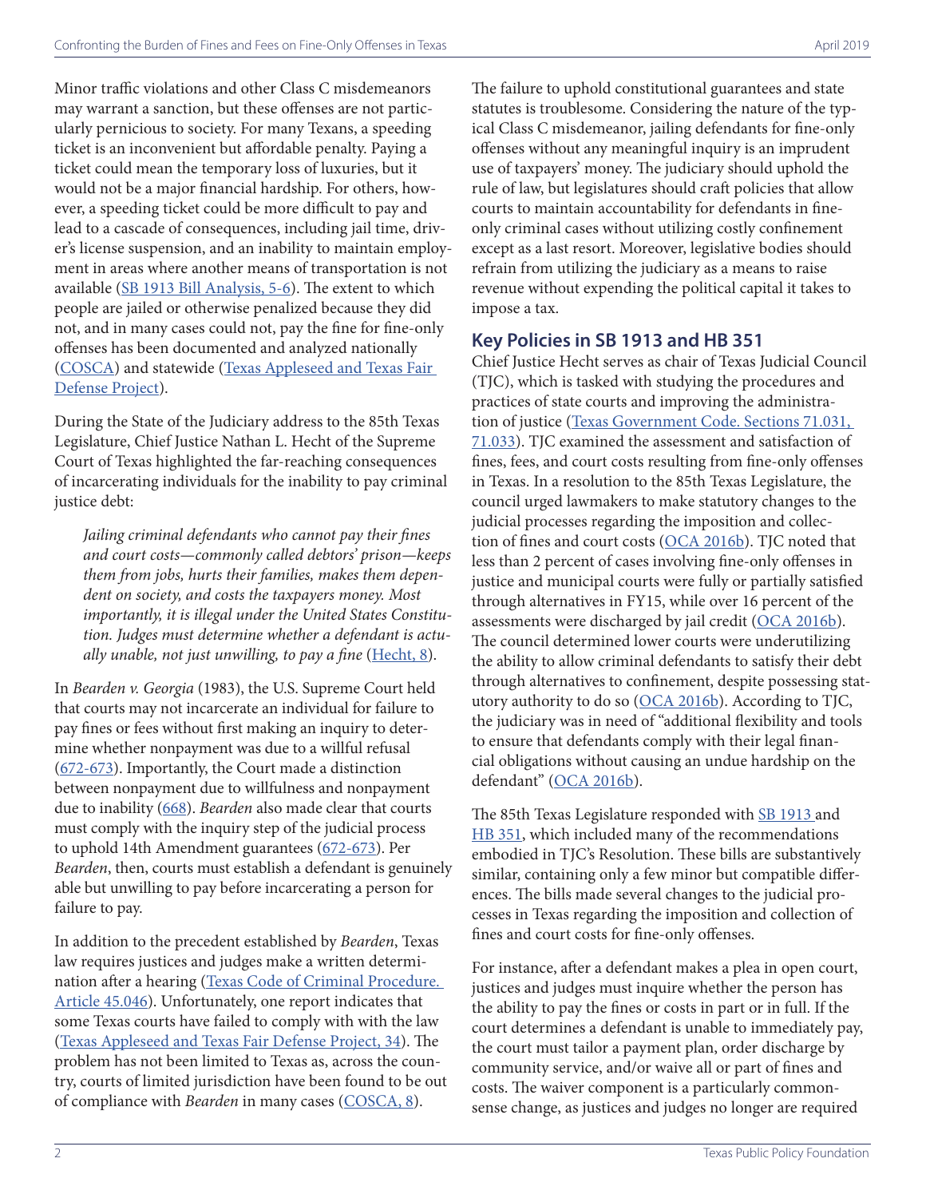Minor traffic violations and other Class C misdemeanors may warrant a sanction, but these offenses are not particularly pernicious to society. For many Texans, a speeding ticket is an inconvenient but affordable penalty. Paying a ticket could mean the temporary loss of luxuries, but it would not be a major financial hardship. For others, however, a speeding ticket could be more difficult to pay and lead to a cascade of consequences, including jail time, driver's license suspension, and an inability to maintain employment in areas where another means of transportation is not available (SB 1913 Bill Analysis, 5-6). The extent to which people are jailed or otherwise penalized because they did not, and in many cases could not, pay the fine for fine-only offenses has been documented and analyzed nationally (COSCA) and statewide (Texas Appleseed and Texas Fair Defense Project).

During the State of the Judiciary address to the 85th Texas Legislature, Chief Justice Nathan L. Hecht of the Supreme Court of Texas highlighted the far-reaching consequences of incarcerating individuals for the inability to pay criminal justice debt:

> *Jailing criminal defendants who cannot pay their fines and court costs—commonly called debtors' prison—keeps them from jobs, hurts their families, makes them dependent on society, and costs the taxpayers money. Most importantly, it is illegal under the United States Constitution. Judges must determine whether a defendant is actually unable, not just unwilling, to pay a fine* (Hecht, 8).

In *Bearden v. Georgia* (1983), the U.S. Supreme Court held that courts may not incarcerate an individual for failure to pay fines or fees without first making an inquiry to determine whether nonpayment was due to a willful refusal (672-673). Importantly, the Court made a distinction between nonpayment due to willfulness and nonpayment due to inability (668). *Bearden* also made clear that courts must comply with the inquiry step of the judicial process to uphold 14th Amendment guarantees (672-673). Per *Bearden*, then, courts must establish a defendant is genuinely able but unwilling to pay before incarcerating a person for failure to pay.

In addition to the precedent established by *Bearden*, Texas law requires justices and judges make a written determination after a hearing (Texas Code of Criminal Procedure. Article 45.046). Unfortunately, one report indicates that some Texas courts have failed to comply with with the law (Texas Appleseed and Texas Fair Defense Project, 34). The problem has not been limited to Texas as, across the country, courts of limited jurisdiction have been found to be out of compliance with *Bearden* in many cases (COSCA, 8).

The failure to uphold constitutional guarantees and state statutes is troublesome. Considering the nature of the typical Class C misdemeanor, jailing defendants for fine-only offenses without any meaningful inquiry is an imprudent use of taxpayers' money. The judiciary should uphold the rule of law, but legislatures should craft policies that allow courts to maintain accountability for defendants in fine-only criminal cases without utilizing costly confinement except as a last resort. Moreover, legislative bodies should refrain from utilizing the judiciary as a means to raise revenue without expending the political capital it takes to impose a tax.

## Key Policies in SB 1913 and HB 351

Chief Justice Hecht serves as chair of Texas Judicial Council (TJC), which is tasked with studying the procedures and practices of state courts and improving the administration of justice (Texas Government Code. Sections 71.031, 71.033). TJC examined the assessment and satisfaction of fines, fees, and court costs resulting from fine-only offenses in Texas. In a resolution to the 85th Texas Legislature, the council urged lawmakers to make statutory changes to the judicial processes regarding the imposition and collection of fines and court costs (OCA 2016b). TJC noted that less than 2 percent of cases involving fine-only offenses in justice and municipal courts were fully or partially satisfied through alternatives in FY15, while over 16 percent of the assessments were discharged by jail credit (OCA 2016b). The council determined lower courts were underutilizing the ability to allow criminal defendants to satisfy their debt through alternatives to confinement, despite possessing statutory authority to do so (OCA 2016b). According to TJC, the judiciary was in need of "additional flexibility and tools to ensure that defendants comply with their legal financial obligations without causing an undue hardship on the defendant" (OCA 2016b).

The 85th Texas Legislature responded with SB 1913 and HB 351, which included many of the recommendations embodied in TJC's Resolution. These bills are substantively similar, containing only a few minor but compatible differences. The bills made several changes to the judicial processes in Texas regarding the imposition and collection of fines and court costs for fine-only offenses.

For instance, after a defendant makes a plea in open court, justices and judges must inquire whether the person has the ability to pay the fines or costs in part or in full. If the court determines a defendant is unable to immediately pay, the court must tailor a payment plan, order discharge by community service, and/or waive all or part of fines and costs. The waiver component is a particularly commonsense change, as justices and judges no longer are required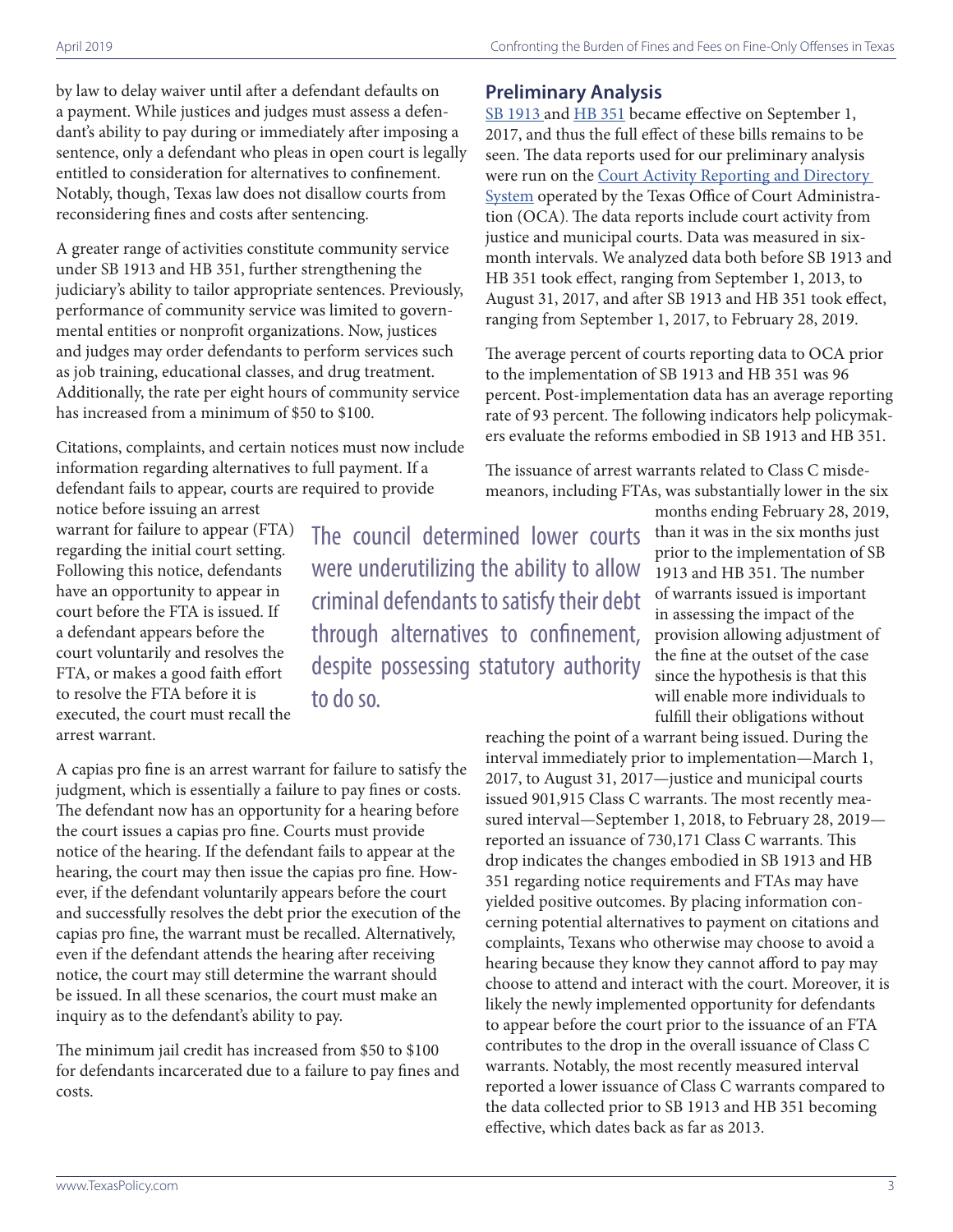by law to delay waiver until after a defendant defaults on a payment. While justices and judges must assess a defendant's ability to pay during or immediately after imposing a sentence, only a defendant who pleas in open court is legally entitled to consideration for alternatives to confinement. Notably, though, Texas law does not disallow courts from reconsidering fines and costs after sentencing.

A greater range of activities constitute community service under SB 1913 and HB 351, further strengthening the judiciary's ability to tailor appropriate sentences. Previously, performance of community service was limited to governmental entities or nonprofit organizations. Now, justices and judges may order defendants to perform services such as job training, educational classes, and drug treatment. Additionally, the rate per eight hours of community service has increased from a minimum of $50 to $100.

Citations, complaints, and certain notices must now include information regarding alternatives to full payment. If a defendant fails to appear, courts are required to provide notice before issuing an arrest warrant for failure to appear (FTA) regarding the initial court setting. Following this notice, defendants have an opportunity to appear in court before the FTA is issued. If a defendant appears before the court voluntarily and resolves the FTA, or makes a good faith effort to resolve the FTA before it is executed, the court must recall the arrest warrant.

> The council determined lower courts were underutilizing the ability to allow criminal defendants to satisfy their debt through alternatives to confinement, despite possessing statutory authority to do so.

A capias pro fine is an arrest warrant for failure to satisfy the judgment, which is essentially a failure to pay fines or costs. The defendant now has an opportunity for a hearing before the court issues a capias pro fine. Courts must provide notice of the hearing. If the defendant fails to appear at the hearing, the court may then issue the capias pro fine. However, if the defendant voluntarily appears before the court and successfully resolves the debt prior the execution of the capias pro fine, the warrant must be recalled. Alternatively, even if the defendant attends the hearing after receiving notice, the court may still determine the warrant should be issued. In all these scenarios, the court must make an inquiry as to the defendant's ability to pay.

The minimum jail credit has increased from $50 to $100 for defendants incarcerated due to a failure to pay fines and costs.

## Preliminary Analysis

SB 1913 and HB 351 became effective on September 1, 2017, and thus the full effect of these bills remains to be seen. The data reports used for our preliminary analysis were run on the Court Activity Reporting and Directory System operated by the Texas Office of Court Administration (OCA). The data reports include court activity from justice and municipal courts. Data was measured in six-month intervals. We analyzed data both before SB 1913 and HB 351 took effect, ranging from September 1, 2013, to August 31, 2017, and after SB 1913 and HB 351 took effect, ranging from September 1, 2017, to February 28, 2019.

The average percent of courts reporting data to OCA prior to the implementation of SB 1913 and HB 351 was 96 percent. Post-implementation data has an average reporting rate of 93 percent. The following indicators help policymakers evaluate the reforms embodied in SB 1913 and HB 351.

The issuance of arrest warrants related to Class C misdemeanors, including FTAs, was substantially lower in the six months ending February 28, 2019, than it was in the six months just prior to the implementation of SB 1913 and HB 351. The number of warrants issued is important in assessing the impact of the provision allowing adjustment of the fine at the outset of the case since the hypothesis is that this will enable more individuals to fulfill their obligations without reaching the point of a warrant being issued. During the interval immediately prior to implementation—March 1, 2017, to August 31, 2017—justice and municipal courts issued 901,915 Class C warrants. The most recently measured interval—September 1, 2018, to February 28, 2019—reported an issuance of 730,171 Class C warrants. This drop indicates the changes embodied in SB 1913 and HB 351 regarding notice requirements and FTAs may have yielded positive outcomes. By placing information concerning potential alternatives to payment on citations and complaints, Texans who otherwise may choose to avoid a hearing because they know they cannot afford to pay may choose to attend and interact with the court. Moreover, it is likely the newly implemented opportunity for defendants to appear before the court prior to the issuance of an FTA contributes to the drop in the overall issuance of Class C warrants. Notably, the most recently measured interval reported a lower issuance of Class C warrants compared to the data collected prior to SB 1913 and HB 351 becoming effective, which dates back as far as 2013.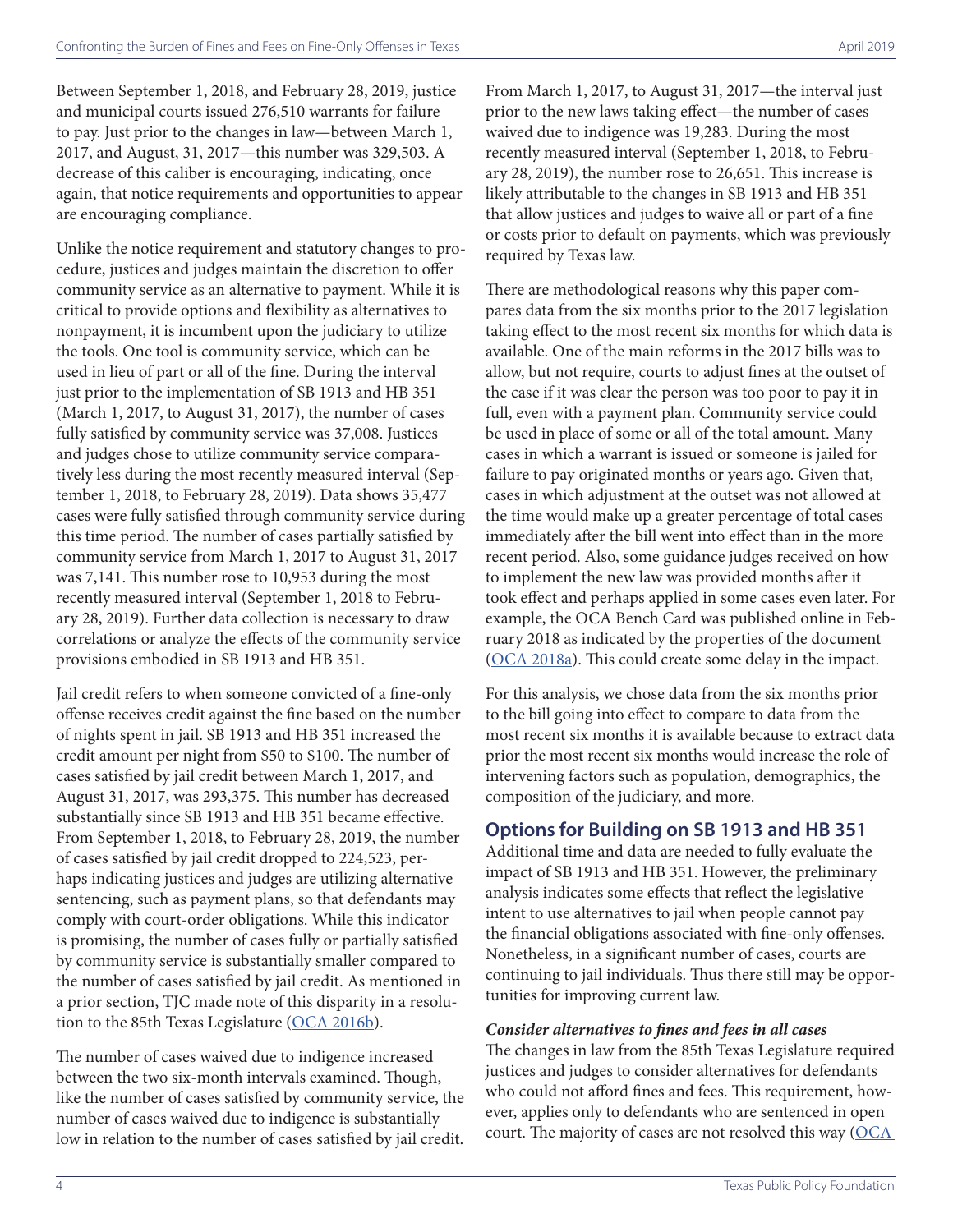Between September 1, 2018, and February 28, 2019, justice and municipal courts issued 276,510 warrants for failure to pay. Just prior to the changes in law—between March 1, 2017, and August, 31, 2017—this number was 329,503. A decrease of this caliber is encouraging, indicating, once again, that notice requirements and opportunities to appear are encouraging compliance.

Unlike the notice requirement and statutory changes to procedure, justices and judges maintain the discretion to offer community service as an alternative to payment. While it is critical to provide options and flexibility as alternatives to nonpayment, it is incumbent upon the judiciary to utilize the tools. One tool is community service, which can be used in lieu of part or all of the fine. During the interval just prior to the implementation of SB 1913 and HB 351 (March 1, 2017, to August 31, 2017), the number of cases fully satisfied by community service was 37,008. Justices and judges chose to utilize community service comparatively less during the most recently measured interval (September 1, 2018, to February 28, 2019). Data shows 35,477 cases were fully satisfied through community service during this time period. The number of cases partially satisfied by community service from March 1, 2017 to August 31, 2017 was 7,141. This number rose to 10,953 during the most recently measured interval (September 1, 2018 to February 28, 2019). Further data collection is necessary to draw correlations or analyze the effects of the community service provisions embodied in SB 1913 and HB 351.

Jail credit refers to when someone convicted of a fine-only offense receives credit against the fine based on the number of nights spent in jail. SB 1913 and HB 351 increased the credit amount per night from $50 to $100. The number of cases satisfied by jail credit between March 1, 2017, and August 31, 2017, was 293,375. This number has decreased substantially since SB 1913 and HB 351 became effective. From September 1, 2018, to February 28, 2019, the number of cases satisfied by jail credit dropped to 224,523, perhaps indicating justices and judges are utilizing alternative sentencing, such as payment plans, so that defendants may comply with court-order obligations. While this indicator is promising, the number of cases fully or partially satisfied by community service is substantially smaller compared to the number of cases satisfied by jail credit. As mentioned in a prior section, TJC made note of this disparity in a resolution to the 85th Texas Legislature (OCA 2016b).

The number of cases waived due to indigence increased between the two six-month intervals examined. Though, like the number of cases satisfied by community service, the number of cases waived due to indigence is substantially low in relation to the number of cases satisfied by jail credit.

From March 1, 2017, to August 31, 2017—the interval just prior to the new laws taking effect—the number of cases waived due to indigence was 19,283. During the most recently measured interval (September 1, 2018, to February 28, 2019), the number rose to 26,651. This increase is likely attributable to the changes in SB 1913 and HB 351 that allow justices and judges to waive all or part of a fine or costs prior to default on payments, which was previously required by Texas law.

There are methodological reasons why this paper compares data from the six months prior to the 2017 legislation taking effect to the most recent six months for which data is available. One of the main reforms in the 2017 bills was to allow, but not require, courts to adjust fines at the outset of the case if it was clear the person was too poor to pay it in full, even with a payment plan. Community service could be used in place of some or all of the total amount. Many cases in which a warrant is issued or someone is jailed for failure to pay originated months or years ago. Given that, cases in which adjustment at the outset was not allowed at the time would make up a greater percentage of total cases immediately after the bill went into effect than in the more recent period. Also, some guidance judges received on how to implement the new law was provided months after it took effect and perhaps applied in some cases even later. For example, the OCA Bench Card was published online in February 2018 as indicated by the properties of the document (OCA 2018a). This could create some delay in the impact.

For this analysis, we chose data from the six months prior to the bill going into effect to compare to data from the most recent six months it is available because to extract data prior the most recent six months would increase the role of intervening factors such as population, demographics, the composition of the judiciary, and more.

## Options for Building on SB 1913 and HB 351

Additional time and data are needed to fully evaluate the impact of SB 1913 and HB 351. However, the preliminary analysis indicates some effects that reflect the legislative intent to use alternatives to jail when people cannot pay the financial obligations associated with fine-only offenses. Nonetheless, in a significant number of cases, courts are continuing to jail individuals. Thus there still may be opportunities for improving current law.

### *Consider alternatives to fines and fees in all cases*

The changes in law from the 85th Texas Legislature required justices and judges to consider alternatives for defendants who could not afford fines and fees. This requirement, however, applies only to defendants who are sentenced in open court. The majority of cases are not resolved this way (OCA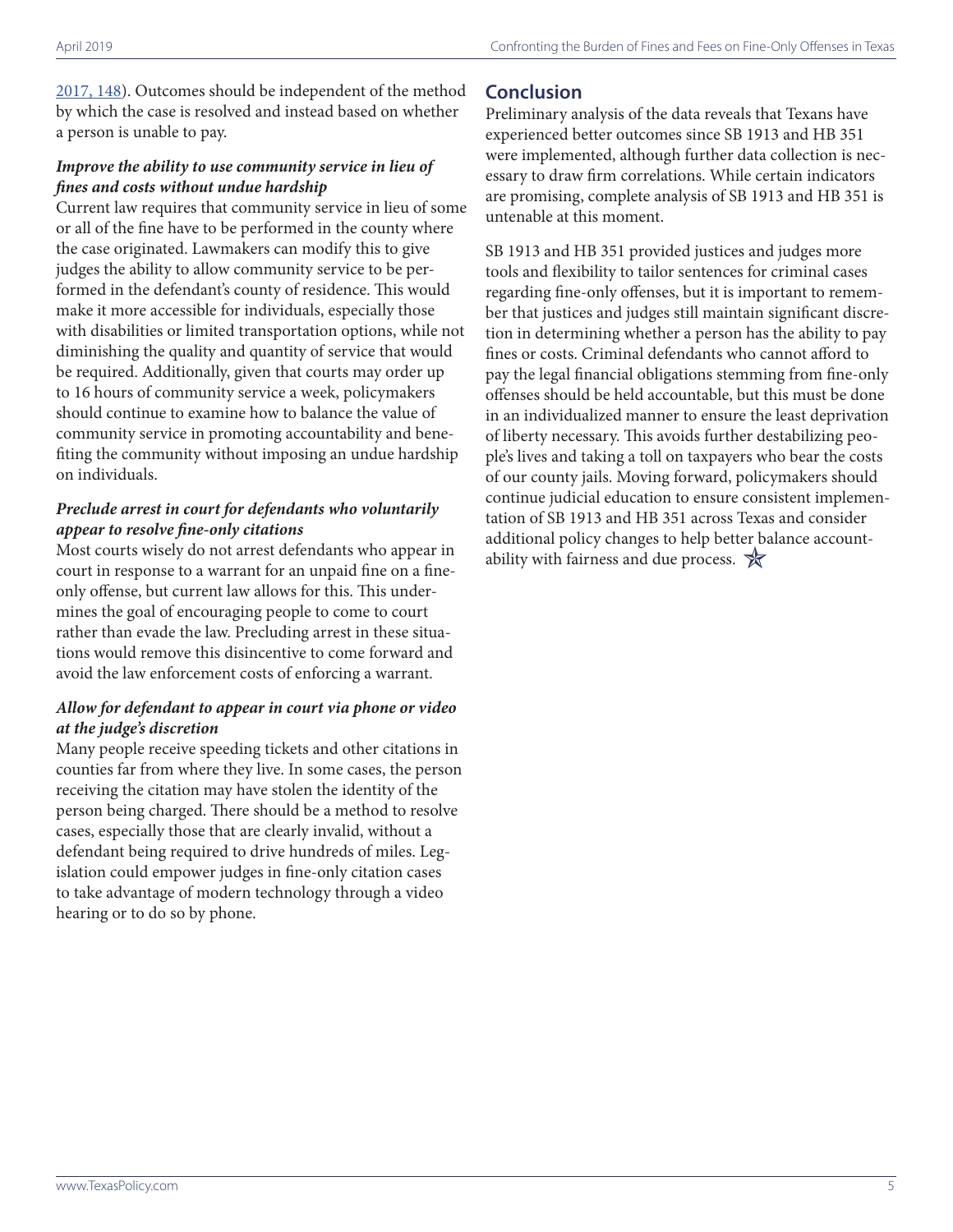2017, 148). Outcomes should be independent of the method by which the case is resolved and instead based on whether a person is unable to pay.

***Improve the ability to use community service in lieu of fines and costs without undue hardship***

Current law requires that community service in lieu of some or all of the fine have to be performed in the county where the case originated. Lawmakers can modify this to give judges the ability to allow community service to be performed in the defendant's county of residence. This would make it more accessible for individuals, especially those with disabilities or limited transportation options, while not diminishing the quality and quantity of service that would be required. Additionally, given that courts may order up to 16 hours of community service a week, policymakers should continue to examine how to balance the value of community service in promoting accountability and benefiting the community without imposing an undue hardship on individuals.

***Preclude arrest in court for defendants who voluntarily appear to resolve fine-only citations***

Most courts wisely do not arrest defendants who appear in court in response to a warrant for an unpaid fine on a fine-only offense, but current law allows for this. This undermines the goal of encouraging people to come to court rather than evade the law. Precluding arrest in these situations would remove this disincentive to come forward and avoid the law enforcement costs of enforcing a warrant.

***Allow for defendant to appear in court via phone or video at the judge's discretion***

Many people receive speeding tickets and other citations in counties far from where they live. In some cases, the person receiving the citation may have stolen the identity of the person being charged. There should be a method to resolve cases, especially those that are clearly invalid, without a defendant being required to drive hundreds of miles. Legislation could empower judges in fine-only citation cases to take advantage of modern technology through a video hearing or to do so by phone.

## Conclusion

Preliminary analysis of the data reveals that Texans have experienced better outcomes since SB 1913 and HB 351 were implemented, although further data collection is necessary to draw firm correlations. While certain indicators are promising, complete analysis of SB 1913 and HB 351 is untenable at this moment.

SB 1913 and HB 351 provided justices and judges more tools and flexibility to tailor sentences for criminal cases regarding fine-only offenses, but it is important to remember that justices and judges still maintain significant discretion in determining whether a person has the ability to pay fines or costs. Criminal defendants who cannot afford to pay the legal financial obligations stemming from fine-only offenses should be held accountable, but this must be done in an individualized manner to ensure the least deprivation of liberty necessary. This avoids further destabilizing people's lives and taking a toll on taxpayers who bear the costs of our county jails. Moving forward, policymakers should continue judicial education to ensure consistent implementation of SB 1913 and HB 351 across Texas and consider additional policy changes to help better balance accountability with fairness and due process.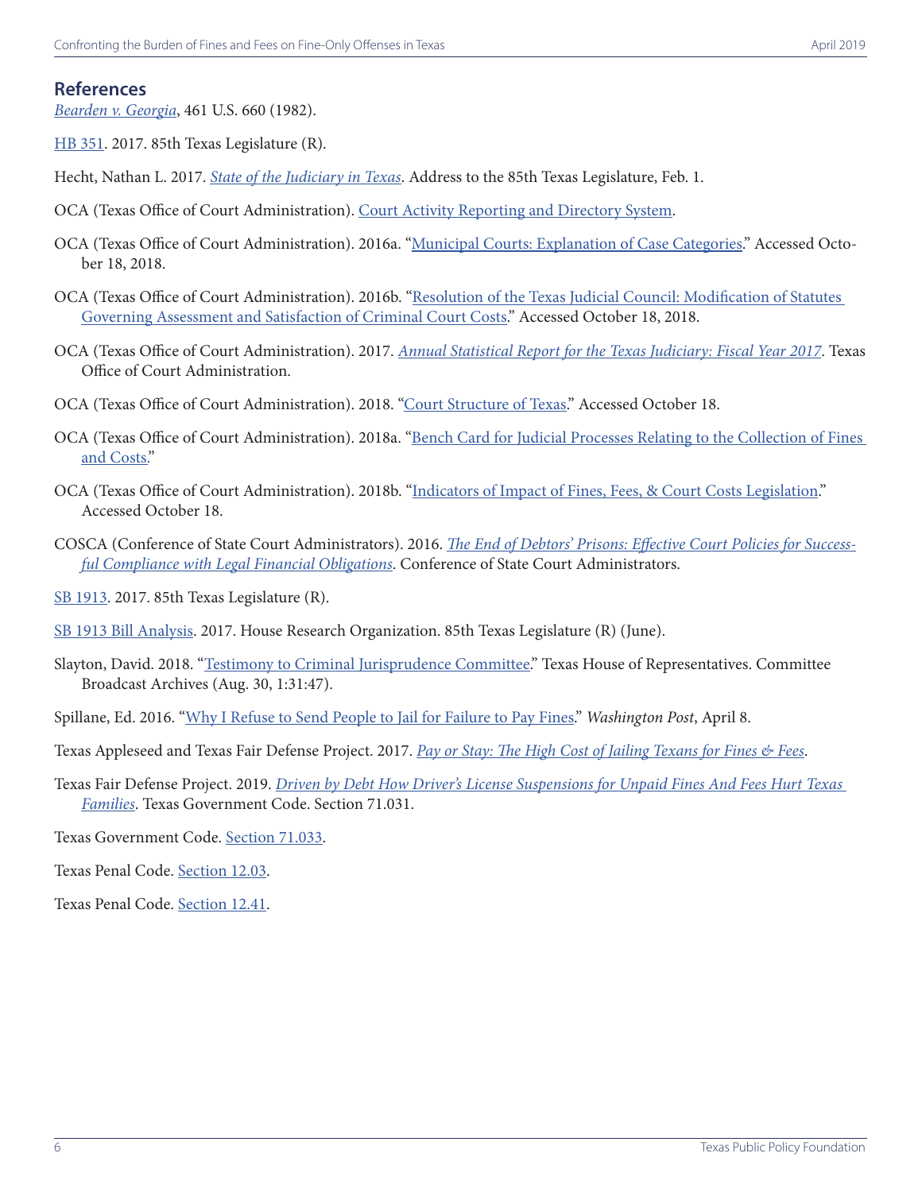## References

*Bearden v. Georgia*, 461 U.S. 660 (1982).

HB 351. 2017. 85th Texas Legislature (R).

Hecht, Nathan L. 2017. *State of the Judiciary in Texas*. Address to the 85th Texas Legislature, Feb. 1.

OCA (Texas Office of Court Administration). Court Activity Reporting and Directory System.

OCA (Texas Office of Court Administration). 2016a. "Municipal Courts: Explanation of Case Categories." Accessed October 18, 2018.

OCA (Texas Office of Court Administration). 2016b. "Resolution of the Texas Judicial Council: Modification of Statutes Governing Assessment and Satisfaction of Criminal Court Costs." Accessed October 18, 2018.

OCA (Texas Office of Court Administration). 2017. *Annual Statistical Report for the Texas Judiciary: Fiscal Year 2017*. Texas Office of Court Administration.

OCA (Texas Office of Court Administration). 2018. "Court Structure of Texas." Accessed October 18.

OCA (Texas Office of Court Administration). 2018a. "Bench Card for Judicial Processes Relating to the Collection of Fines and Costs."

OCA (Texas Office of Court Administration). 2018b. "Indicators of Impact of Fines, Fees, & Court Costs Legislation." Accessed October 18.

COSCA (Conference of State Court Administrators). 2016. *The End of Debtors' Prisons: Effective Court Policies for Successful Compliance with Legal Financial Obligations*. Conference of State Court Administrators.

SB 1913. 2017. 85th Texas Legislature (R).

SB 1913 Bill Analysis. 2017. House Research Organization. 85th Texas Legislature (R) (June).

Slayton, David. 2018. "Testimony to Criminal Jurisprudence Committee." Texas House of Representatives. Committee Broadcast Archives (Aug. 30, 1:31:47).

Spillane, Ed. 2016. "Why I Refuse to Send People to Jail for Failure to Pay Fines." *Washington Post*, April 8.

Texas Appleseed and Texas Fair Defense Project. 2017. *Pay or Stay: The High Cost of Jailing Texans for Fines & Fees*.

Texas Fair Defense Project. 2019. *Driven by Debt How Driver's License Suspensions for Unpaid Fines And Fees Hurt Texas Families*. Texas Government Code. Section 71.031.

Texas Government Code. Section 71.033.

Texas Penal Code. Section 12.03.

Texas Penal Code. Section 12.41.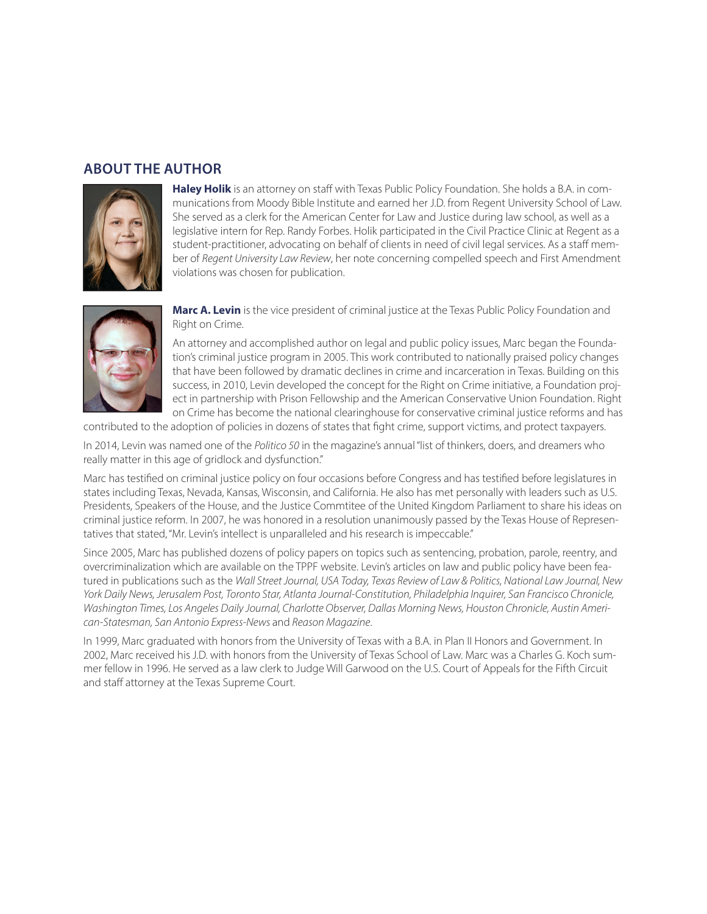## ABOUT THE AUTHOR

**Haley Holik** is an attorney on staff with Texas Public Policy Foundation. She holds a B.A. in communications from Moody Bible Institute and earned her J.D. from Regent University School of Law. She served as a clerk for the American Center for Law and Justice during law school, as well as a legislative intern for Rep. Randy Forbes. Holik participated in the Civil Practice Clinic at Regent as a student-practitioner, advocating on behalf of clients in need of civil legal services. As a staff member of *Regent University Law Review*, her note concerning compelled speech and First Amendment violations was chosen for publication.

**Marc A. Levin** is the vice president of criminal justice at the Texas Public Policy Foundation and Right on Crime.

An attorney and accomplished author on legal and public policy issues, Marc began the Foundation's criminal justice program in 2005. This work contributed to nationally praised policy changes that have been followed by dramatic declines in crime and incarceration in Texas. Building on this success, in 2010, Levin developed the concept for the Right on Crime initiative, a Foundation project in partnership with Prison Fellowship and the American Conservative Union Foundation. Right on Crime has become the national clearinghouse for conservative criminal justice reforms and has contributed to the adoption of policies in dozens of states that fight crime, support victims, and protect taxpayers.

In 2014, Levin was named one of the *Politico 50* in the magazine's annual "list of thinkers, doers, and dreamers who really matter in this age of gridlock and dysfunction."

Marc has testified on criminal justice policy on four occasions before Congress and has testified before legislatures in states including Texas, Nevada, Kansas, Wisconsin, and California. He also has met personally with leaders such as U.S. Presidents, Speakers of the House, and the Justice Commtitee of the United Kingdom Parliament to share his ideas on criminal justice reform. In 2007, he was honored in a resolution unanimously passed by the Texas House of Representatives that stated, "Mr. Levin's intellect is unparalleled and his research is impeccable."

Since 2005, Marc has published dozens of policy papers on topics such as sentencing, probation, parole, reentry, and overcriminalization which are available on the TPPF website. Levin's articles on law and public policy have been featured in publications such as the *Wall Street Journal, USA Today, Texas Review of Law & Politics, National Law Journal, New York Daily News, Jerusalem Post, Toronto Star, Atlanta Journal-Constitution, Philadelphia Inquirer, San Francisco Chronicle, Washington Times, Los Angeles Daily Journal, Charlotte Observer, Dallas Morning News, Houston Chronicle, Austin American-Statesman, San Antonio Express-News* and *Reason Magazine*.

In 1999, Marc graduated with honors from the University of Texas with a B.A. in Plan II Honors and Government. In 2002, Marc received his J.D. with honors from the University of Texas School of Law. Marc was a Charles G. Koch summer fellow in 1996. He served as a law clerk to Judge Will Garwood on the U.S. Court of Appeals for the Fifth Circuit and staff attorney at the Texas Supreme Court.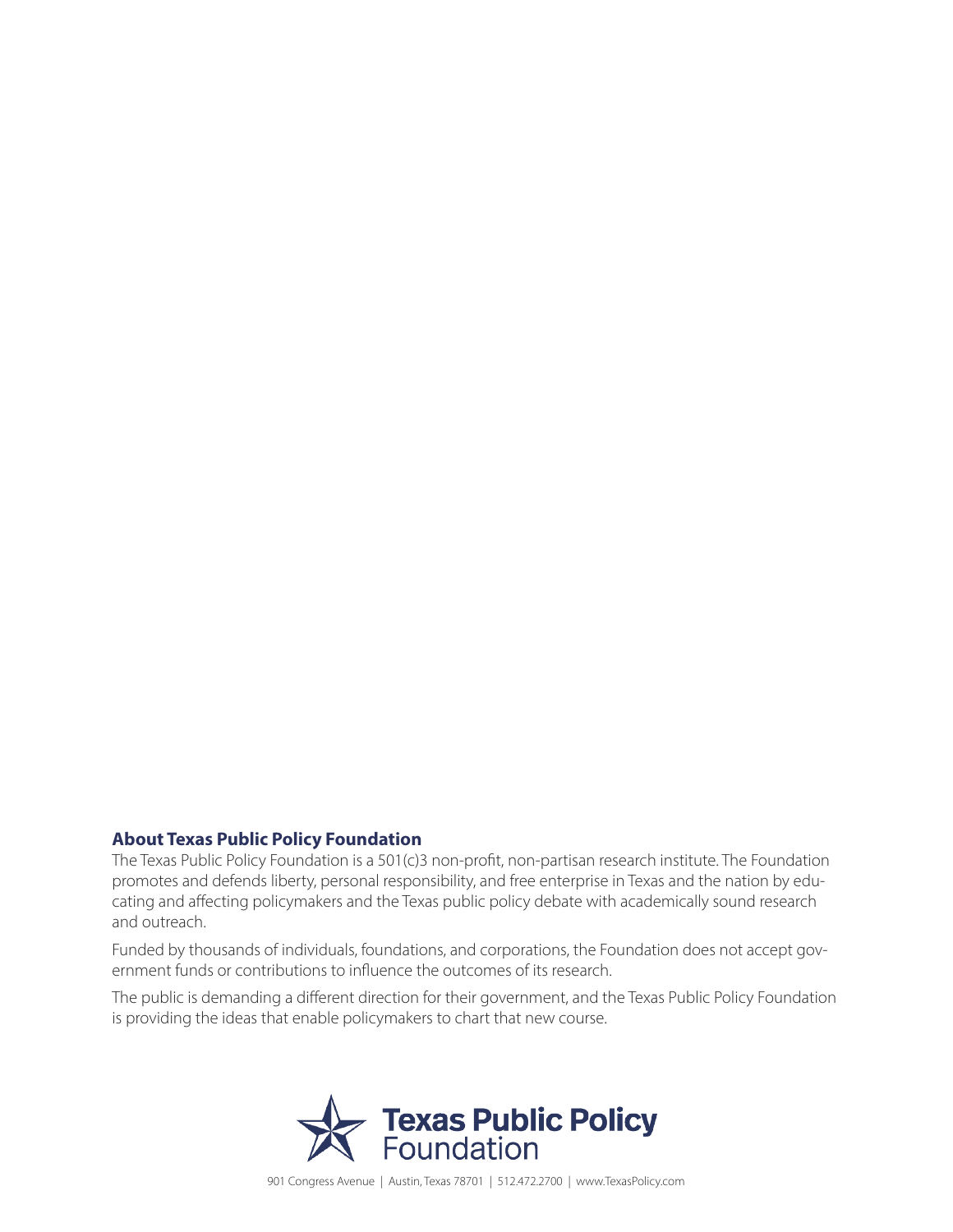## About Texas Public Policy Foundation

The Texas Public Policy Foundation is a 501(c)3 non-profit, non-partisan research institute. The Foundation promotes and defends liberty, personal responsibility, and free enterprise in Texas and the nation by educating and affecting policymakers and the Texas public policy debate with academically sound research and outreach.

Funded by thousands of individuals, foundations, and corporations, the Foundation does not accept government funds or contributions to influence the outcomes of its research.

The public is demanding a different direction for their government, and the Texas Public Policy Foundation is providing the ideas that enable policymakers to chart that new course.

Texas Public Policy Foundation

901 Congress Avenue | Austin, Texas 78701 | 512.472.2700 | www.TexasPolicy.com